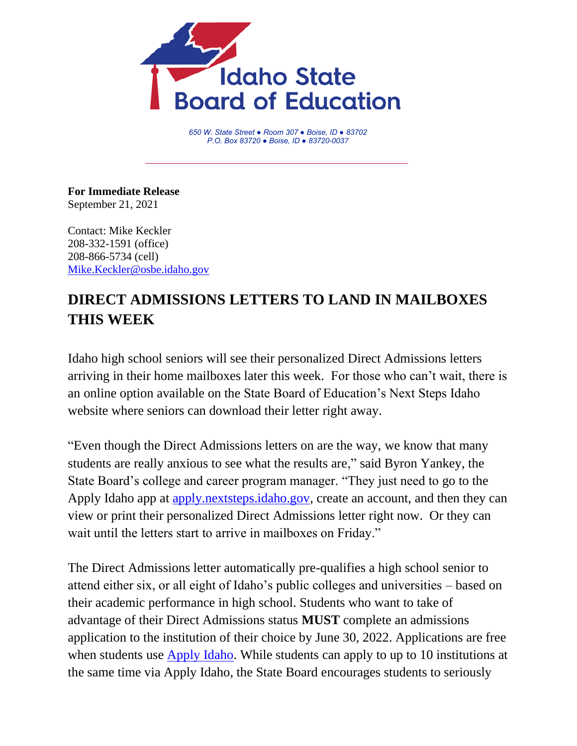Idaho State Board of Education

*650 W. State Street ● Room 307 ● Boise, ID ● 83702*
*P.O. Box 83720 ● Boise, ID ● 83720-0037*

---

**For Immediate Release**
September 21, 2021

Contact: Mike Keckler
208-332-1591 (office)
208-866-5734 (cell)
Mike.Keckler@osbe.idaho.gov

# DIRECT ADMISSIONS LETTERS TO LAND IN MAILBOXES THIS WEEK

Idaho high school seniors will see their personalized Direct Admissions letters arriving in their home mailboxes later this week. For those who can't wait, there is an online option available on the State Board of Education's Next Steps Idaho website where seniors can download their letter right away.

"Even though the Direct Admissions letters on are the way, we know that many students are really anxious to see what the results are," said Byron Yankey, the State Board's college and career program manager. "They just need to go to the Apply Idaho app at apply.nextsteps.idaho.gov, create an account, and then they can view or print their personalized Direct Admissions letter right now. Or they can wait until the letters start to arrive in mailboxes on Friday."

The Direct Admissions letter automatically pre-qualifies a high school senior to attend either six, or all eight of Idaho's public colleges and universities – based on their academic performance in high school. Students who want to take of advantage of their Direct Admissions status **MUST** complete an admissions application to the institution of their choice by June 30, 2022. Applications are free when students use Apply Idaho. While students can apply to up to 10 institutions at the same time via Apply Idaho, the State Board encourages students to seriously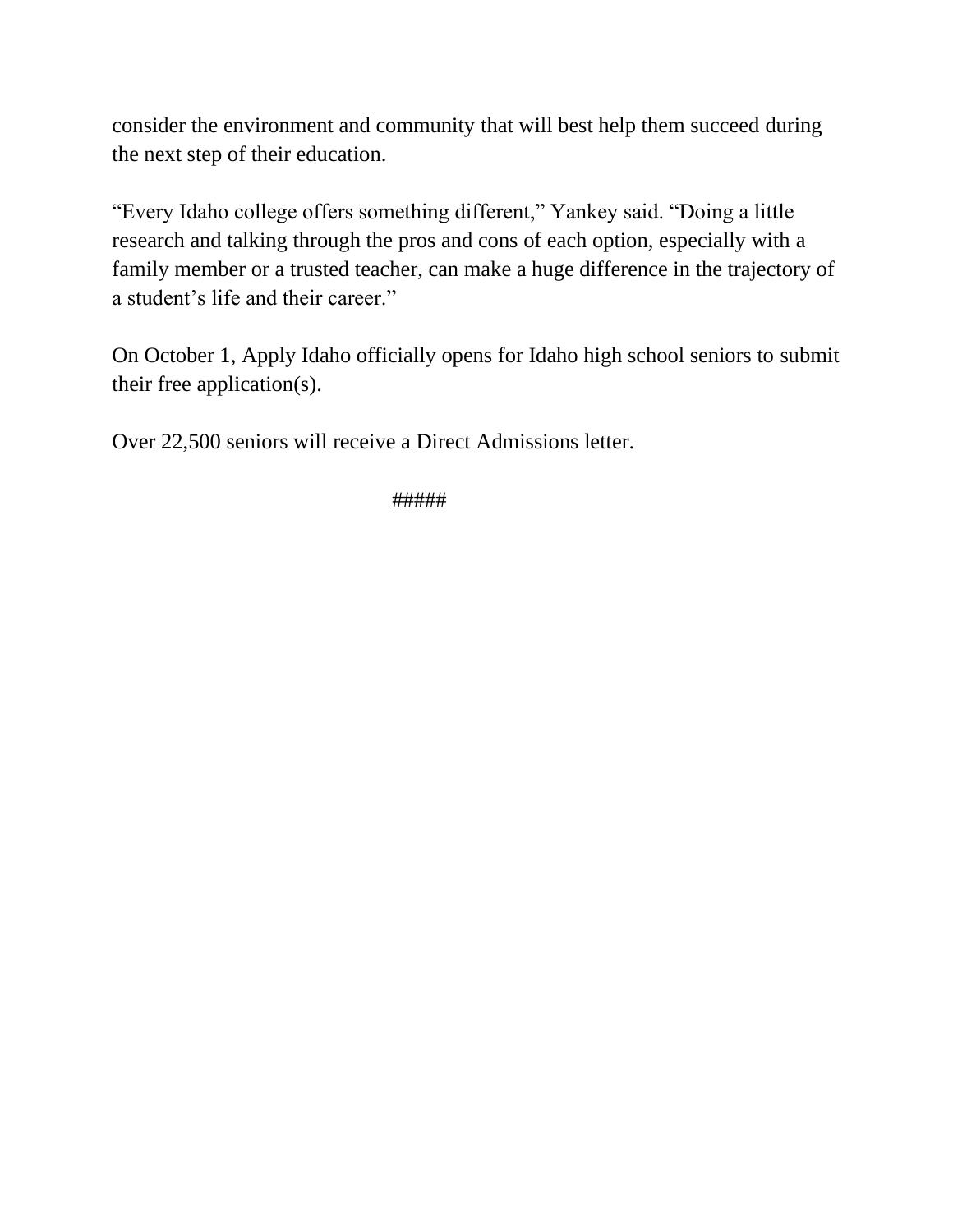consider the environment and community that will best help them succeed during the next step of their education.

“Every Idaho college offers something different,” Yankey said. “Doing a little research and talking through the pros and cons of each option, especially with a family member or a trusted teacher, can make a huge difference in the trajectory of a student’s life and their career.”

On October 1, Apply Idaho officially opens for Idaho high school seniors to submit their free application(s).

Over 22,500 seniors will receive a Direct Admissions letter.

#####